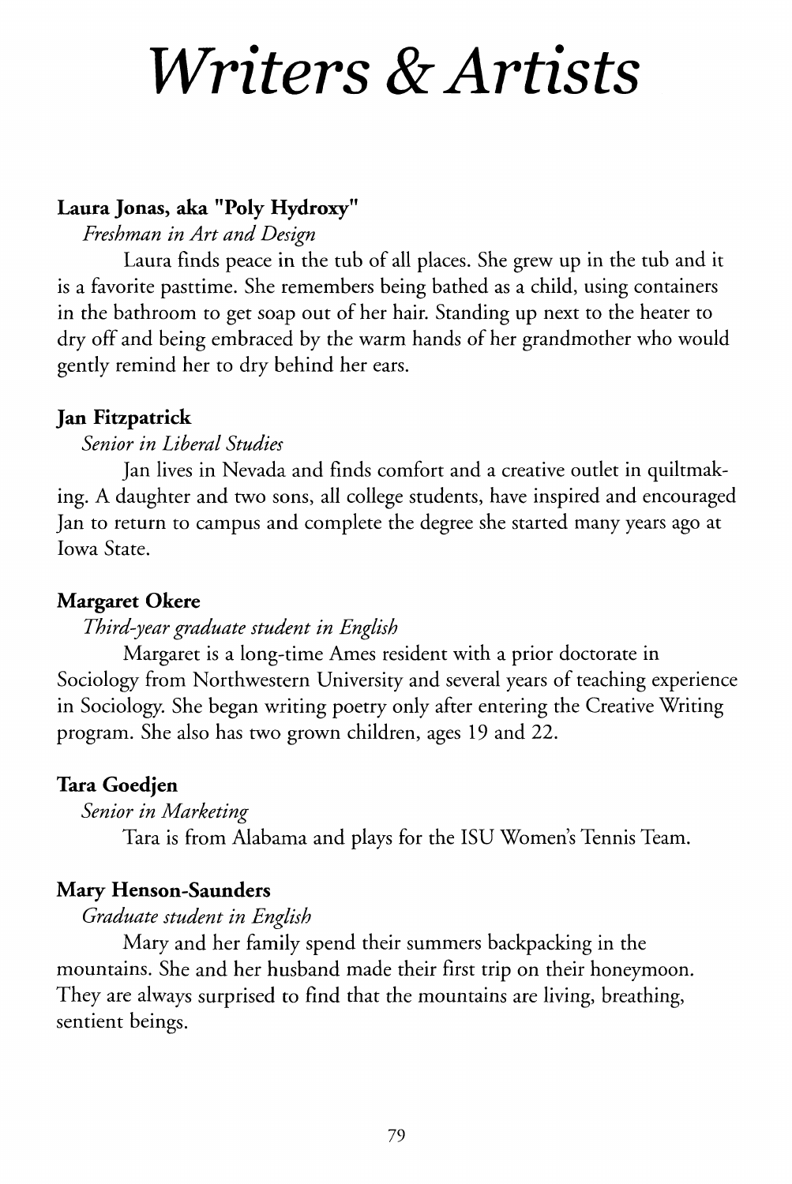# Writers & Artists

**Laura Jonas, aka "Poly Hydroxy"**

*Freshman in Art and Design*

Laura finds peace in the tub of all places. She grew up in the tub and it is a favorite pasttime. She remembers being bathed as a child, using containers in the bathroom to get soap out of her hair. Standing up next to the heater to dry off and being embraced by the warm hands of her grandmother who would gently remind her to dry behind her ears.

**Jan Fitzpatrick**

*Senior in Liberal Studies*

Jan lives in Nevada and finds comfort and a creative outlet in quiltmaking. A daughter and two sons, all college students, have inspired and encouraged Jan to return to campus and complete the degree she started many years ago at Iowa State.

**Margaret Okere**

*Third-year graduate student in English*

Margaret is a long-time Ames resident with a prior doctorate in Sociology from Northwestern University and several years of teaching experience in Sociology. She began writing poetry only after entering the Creative Writing program. She also has two grown children, ages 19 and 22.

**Tara Goedjen**

*Senior in Marketing*

Tara is from Alabama and plays for the ISU Women's Tennis Team.

**Mary Henson-Saunders**

*Graduate student in English*

Mary and her family spend their summers backpacking in the mountains. She and her husband made their first trip on their honeymoon. They are always surprised to find that the mountains are living, breathing, sentient beings.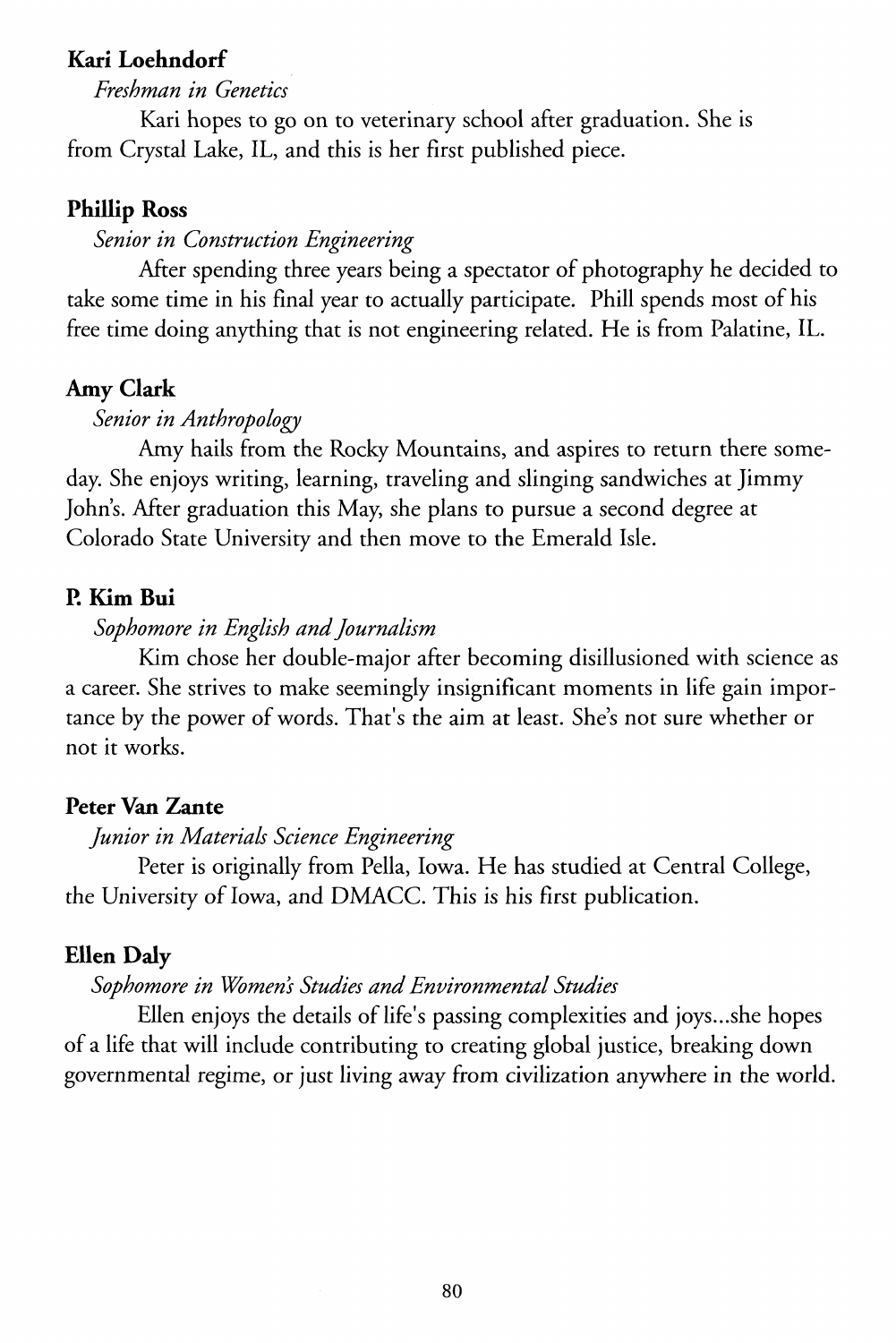**Kari Loehndorf**

*Freshman in Genetics*

Kari hopes to go on to veterinary school after graduation. She is from Crystal Lake, IL, and this is her first published piece.

**Phillip Ross**

*Senior in Construction Engineering*

After spending three years being a spectator of photography he decided to take some time in his final year to actually participate. Phill spends most of his free time doing anything that is not engineering related. He is from Palatine, IL.

**Amy Clark**

*Senior in Anthropology*

Amy hails from the Rocky Mountains, and aspires to return there someday. She enjoys writing, learning, traveling and slinging sandwiches at Jimmy John's. After graduation this May, she plans to pursue a second degree at Colorado State University and then move to the Emerald Isle.

**P. Kim Bui**

*Sophomore in English and Journalism*

Kim chose her double-major after becoming disillusioned with science as a career. She strives to make seemingly insignificant moments in life gain importance by the power of words. That's the aim at least. She's not sure whether or not it works.

**Peter Van Zante**

*Junior in Materials Science Engineering*

Peter is originally from Pella, Iowa. He has studied at Central College, the University of Iowa, and DMACC. This is his first publication.

**Ellen Daly**

*Sophomore in Women's Studies and Environmental Studies*

Ellen enjoys the details of life's passing complexities and joys...she hopes of a life that will include contributing to creating global justice, breaking down governmental regime, or just living away from civilization anywhere in the world.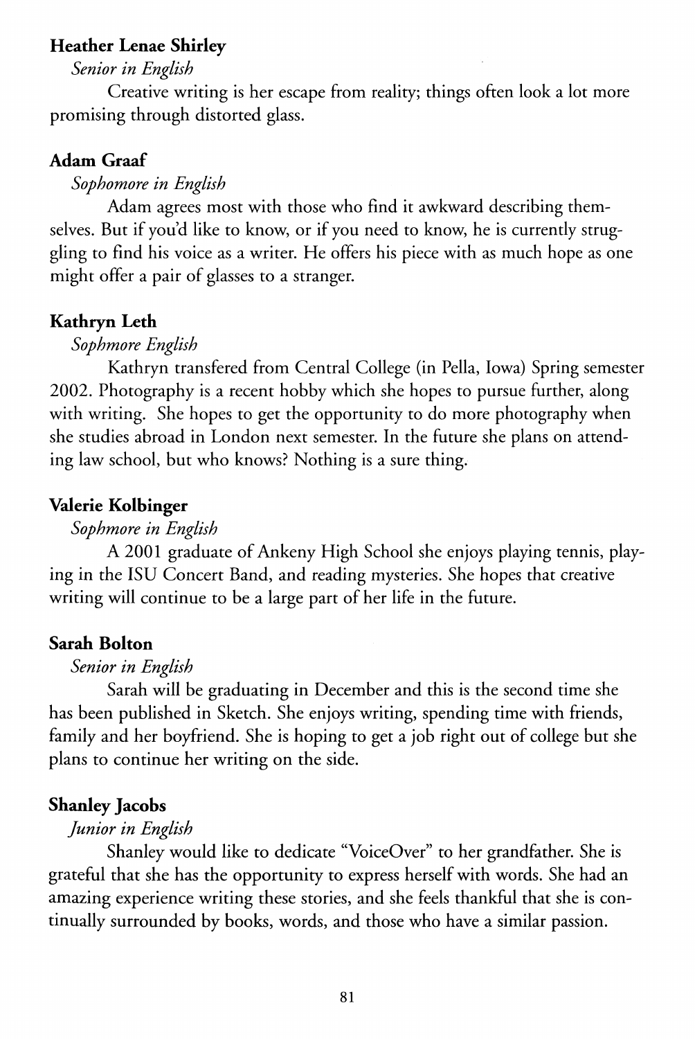**Heather Lenae Shirley**

*Senior in English*

Creative writing is her escape from reality; things often look a lot more promising through distorted glass.

**Adam Graaf**

*Sophomore in English*

Adam agrees most with those who find it awkward describing themselves. But if you'd like to know, or if you need to know, he is currently struggling to find his voice as a writer. He offers his piece with as much hope as one might offer a pair of glasses to a stranger.

**Kathryn Leth**

*Sophmore English*

Kathryn transfered from Central College (in Pella, Iowa) Spring semester 2002. Photography is a recent hobby which she hopes to pursue further, along with writing. She hopes to get the opportunity to do more photography when she studies abroad in London next semester. In the future she plans on attending law school, but who knows? Nothing is a sure thing.

**Valerie Kolbinger**

*Sophmore in English*

A 2001 graduate of Ankeny High School she enjoys playing tennis, playing in the ISU Concert Band, and reading mysteries. She hopes that creative writing will continue to be a large part of her life in the future.

**Sarah Bolton**

*Senior in English*

Sarah will be graduating in December and this is the second time she has been published in Sketch. She enjoys writing, spending time with friends, family and her boyfriend. She is hoping to get a job right out of college but she plans to continue her writing on the side.

**Shanley Jacobs**

*Junior in English*

Shanley would like to dedicate "VoiceOver" to her grandfather. She is grateful that she has the opportunity to express herself with words. She had an amazing experience writing these stories, and she feels thankful that she is continually surrounded by books, words, and those who have a similar passion.